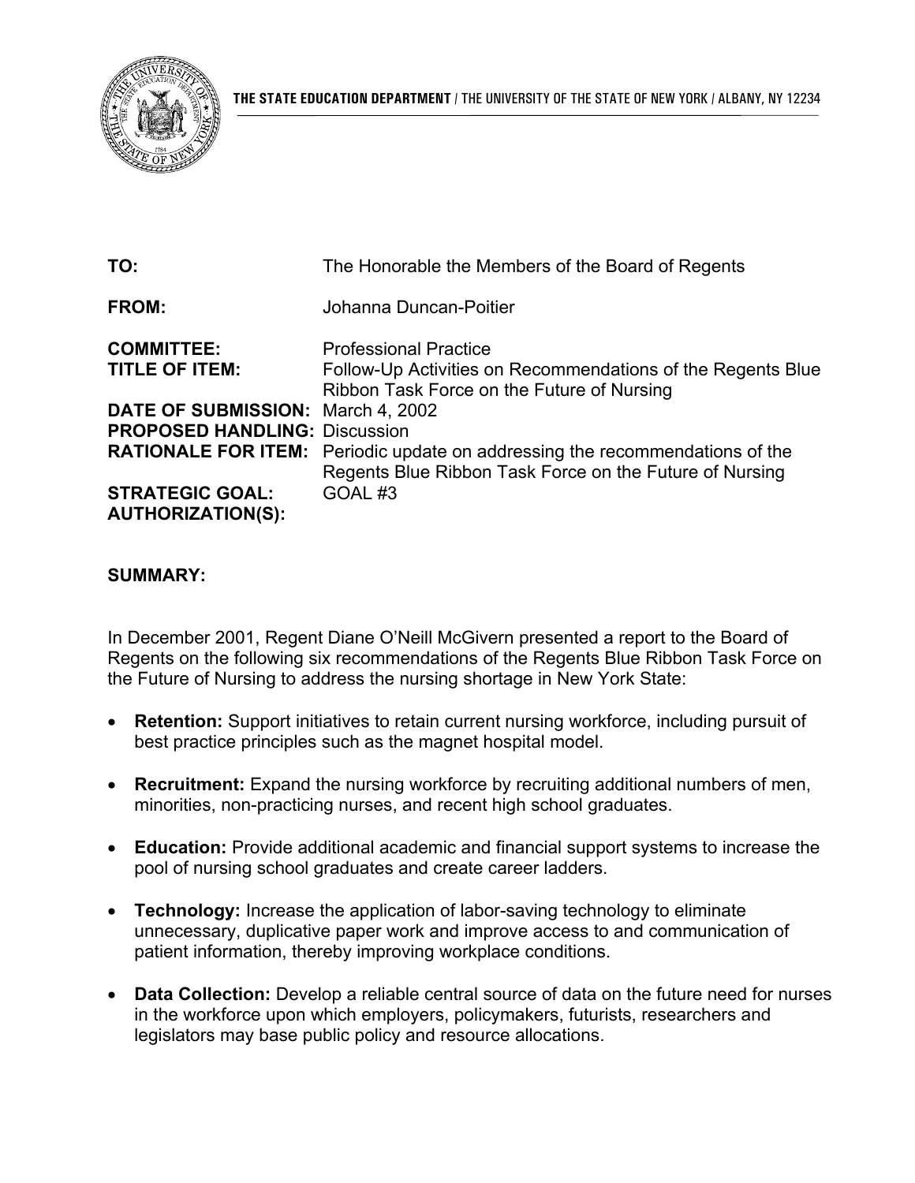THE STATE EDUCATION DEPARTMENT / THE UNIVERSITY OF THE STATE OF NEW YORK / ALBANY, NY 12234

| | |
|---|---|
| **TO:** | The Honorable the Members of the Board of Regents |
| **FROM:** | Johanna Duncan-Poitier |
| **COMMITTEE:** | Professional Practice |
| **TITLE OF ITEM:** | Follow-Up Activities on Recommendations of the Regents Blue Ribbon Task Force on the Future of Nursing |
| **DATE OF SUBMISSION:** | March 4, 2002 |
| **PROPOSED HANDLING:** | Discussion |
| **RATIONALE FOR ITEM:** | Periodic update on addressing the recommendations of the Regents Blue Ribbon Task Force on the Future of Nursing |
| **STRATEGIC GOAL:** | GOAL #3 |
| **AUTHORIZATION(S):** | |

**SUMMARY:**

In December 2001, Regent Diane O'Neill McGivern presented a report to the Board of Regents on the following six recommendations of the Regents Blue Ribbon Task Force on the Future of Nursing to address the nursing shortage in New York State:

- **Retention:** Support initiatives to retain current nursing workforce, including pursuit of best practice principles such as the magnet hospital model.
- **Recruitment:** Expand the nursing workforce by recruiting additional numbers of men, minorities, non-practicing nurses, and recent high school graduates.
- **Education:** Provide additional academic and financial support systems to increase the pool of nursing school graduates and create career ladders.
- **Technology:** Increase the application of labor-saving technology to eliminate unnecessary, duplicative paper work and improve access to and communication of patient information, thereby improving workplace conditions.
- **Data Collection:** Develop a reliable central source of data on the future need for nurses in the workforce upon which employers, policymakers, futurists, researchers and legislators may base public policy and resource allocations.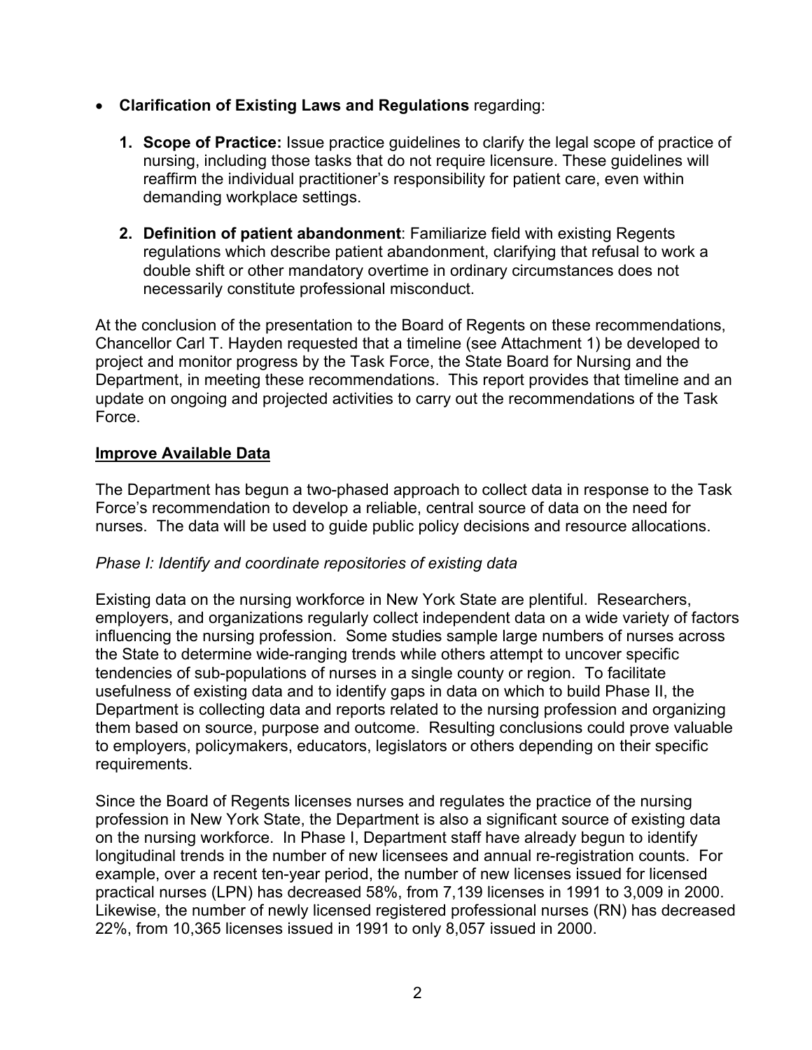- **Clarification of Existing Laws and Regulations** regarding:

    1. **Scope of Practice:** Issue practice guidelines to clarify the legal scope of practice of nursing, including those tasks that do not require licensure. These guidelines will reaffirm the individual practitioner's responsibility for patient care, even within demanding workplace settings.

    2. **Definition of patient abandonment**: Familiarize field with existing Regents regulations which describe patient abandonment, clarifying that refusal to work a double shift or other mandatory overtime in ordinary circumstances does not necessarily constitute professional misconduct.

At the conclusion of the presentation to the Board of Regents on these recommendations, Chancellor Carl T. Hayden requested that a timeline (see Attachment 1) be developed to project and monitor progress by the Task Force, the State Board for Nursing and the Department, in meeting these recommendations. This report provides that timeline and an update on ongoing and projected activities to carry out the recommendations of the Task Force.

**Improve Available Data**

The Department has begun a two-phased approach to collect data in response to the Task Force's recommendation to develop a reliable, central source of data on the need for nurses. The data will be used to guide public policy decisions and resource allocations.

*Phase I: Identify and coordinate repositories of existing data*

Existing data on the nursing workforce in New York State are plentiful. Researchers, employers, and organizations regularly collect independent data on a wide variety of factors influencing the nursing profession. Some studies sample large numbers of nurses across the State to determine wide-ranging trends while others attempt to uncover specific tendencies of sub-populations of nurses in a single county or region. To facilitate usefulness of existing data and to identify gaps in data on which to build Phase II, the Department is collecting data and reports related to the nursing profession and organizing them based on source, purpose and outcome. Resulting conclusions could prove valuable to employers, policymakers, educators, legislators or others depending on their specific requirements.

Since the Board of Regents licenses nurses and regulates the practice of the nursing profession in New York State, the Department is also a significant source of existing data on the nursing workforce. In Phase I, Department staff have already begun to identify longitudinal trends in the number of new licensees and annual re-registration counts. For example, over a recent ten-year period, the number of new licenses issued for licensed practical nurses (LPN) has decreased 58%, from 7,139 licenses in 1991 to 3,009 in 2000. Likewise, the number of newly licensed registered professional nurses (RN) has decreased 22%, from 10,365 licenses issued in 1991 to only 8,057 issued in 2000.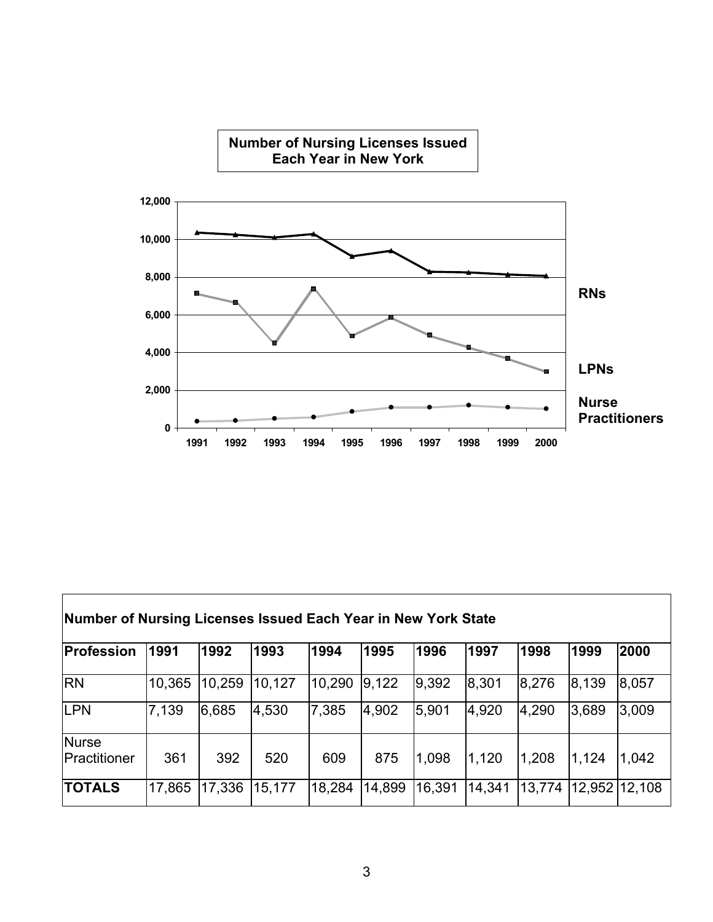**Number of Nursing Licenses Issued Each Year in New York**

| Profession | 1991 | 1992 | 1993 | 1994 | 1995 | 1996 | 1997 | 1998 | 1999 | 2000 |
|---|---|---|---|---|---|---|---|---|---|---|

**Number of Nursing Licenses Issued Each Year in New York State**

| Profession | 1991 | 1992 | 1993 | 1994 | 1995 | 1996 | 1997 | 1998 | 1999 | 2000 |
|---|---|---|---|---|---|---|---|---|---|---|
| RN | 10,365 | 10,259 | 10,127 | 10,290 | 9,122 | 9,392 | 8,301 | 8,276 | 8,139 | 8,057 |
| LPN | 7,139 | 6,685 | 4,530 | 7,385 | 4,902 | 5,901 | 4,920 | 4,290 | 3,689 | 3,009 |
| Nurse Practitioner | 361 | 392 | 520 | 609 | 875 | 1,098 | 1,120 | 1,208 | 1,124 | 1,042 |
| **TOTALS** | 17,865 | 17,336 | 15,177 | 18,284 | 14,899 | 16,391 | 14,341 | 13,774 | 12,952 | 12,108 |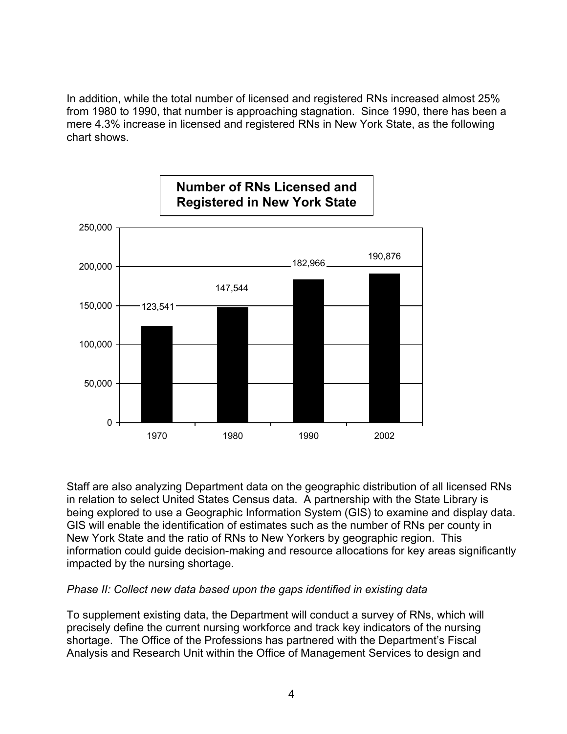In addition, while the total number of licensed and registered RNs increased almost 25% from 1980 to 1990, that number is approaching stagnation. Since 1990, there has been a mere 4.3% increase in licensed and registered RNs in New York State, as the following chart shows.

**Number of RNs Licensed and Registered in New York State**

| Year | Number of RNs |
|---|---|
| 1970 | 123,541 |
| 1980 | 147,544 |
| 1990 | 182,966 |
| 2002 | 190,876 |

Staff are also analyzing Department data on the geographic distribution of all licensed RNs in relation to select United States Census data. A partnership with the State Library is being explored to use a Geographic Information System (GIS) to examine and display data. GIS will enable the identification of estimates such as the number of RNs per county in New York State and the ratio of RNs to New Yorkers by geographic region. This information could guide decision-making and resource allocations for key areas significantly impacted by the nursing shortage.

*Phase II: Collect new data based upon the gaps identified in existing data*

To supplement existing data, the Department will conduct a survey of RNs, which will precisely define the current nursing workforce and track key indicators of the nursing shortage. The Office of the Professions has partnered with the Department's Fiscal Analysis and Research Unit within the Office of Management Services to design and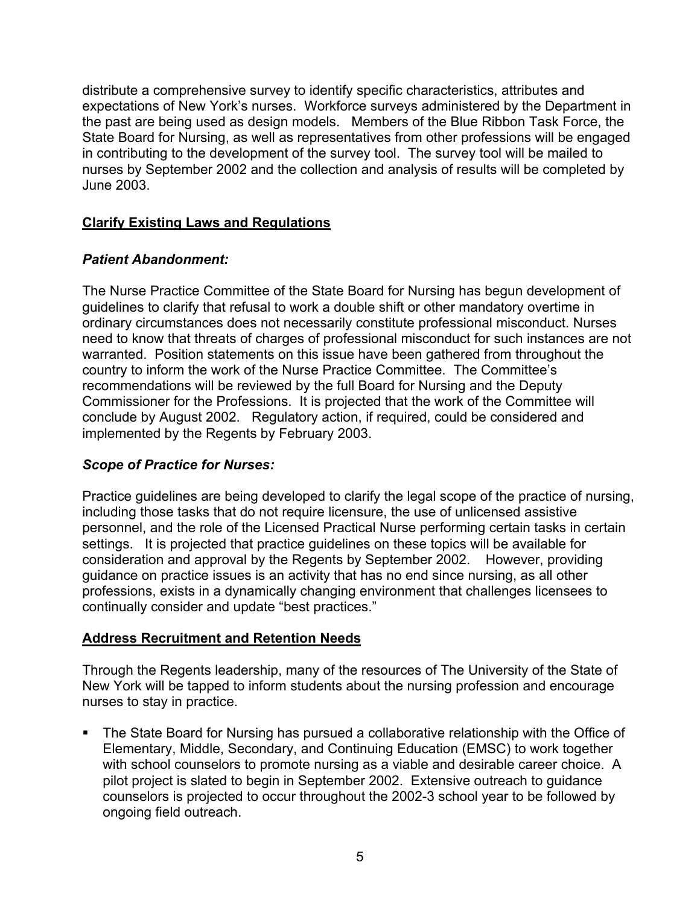distribute a comprehensive survey to identify specific characteristics, attributes and expectations of New York's nurses. Workforce surveys administered by the Department in the past are being used as design models. Members of the Blue Ribbon Task Force, the State Board for Nursing, as well as representatives from other professions will be engaged in contributing to the development of the survey tool. The survey tool will be mailed to nurses by September 2002 and the collection and analysis of results will be completed by June 2003.

## Clarify Existing Laws and Regulations

### *Patient Abandonment:*

The Nurse Practice Committee of the State Board for Nursing has begun development of guidelines to clarify that refusal to work a double shift or other mandatory overtime in ordinary circumstances does not necessarily constitute professional misconduct. Nurses need to know that threats of charges of professional misconduct for such instances are not warranted. Position statements on this issue have been gathered from throughout the country to inform the work of the Nurse Practice Committee. The Committee's recommendations will be reviewed by the full Board for Nursing and the Deputy Commissioner for the Professions. It is projected that the work of the Committee will conclude by August 2002. Regulatory action, if required, could be considered and implemented by the Regents by February 2003.

### *Scope of Practice for Nurses:*

Practice guidelines are being developed to clarify the legal scope of the practice of nursing, including those tasks that do not require licensure, the use of unlicensed assistive personnel, and the role of the Licensed Practical Nurse performing certain tasks in certain settings. It is projected that practice guidelines on these topics will be available for consideration and approval by the Regents by September 2002. However, providing guidance on practice issues is an activity that has no end since nursing, as all other professions, exists in a dynamically changing environment that challenges licensees to continually consider and update "best practices."

## Address Recruitment and Retention Needs

Through the Regents leadership, many of the resources of The University of the State of New York will be tapped to inform students about the nursing profession and encourage nurses to stay in practice.

- The State Board for Nursing has pursued a collaborative relationship with the Office of Elementary, Middle, Secondary, and Continuing Education (EMSC) to work together with school counselors to promote nursing as a viable and desirable career choice. A pilot project is slated to begin in September 2002. Extensive outreach to guidance counselors is projected to occur throughout the 2002-3 school year to be followed by ongoing field outreach.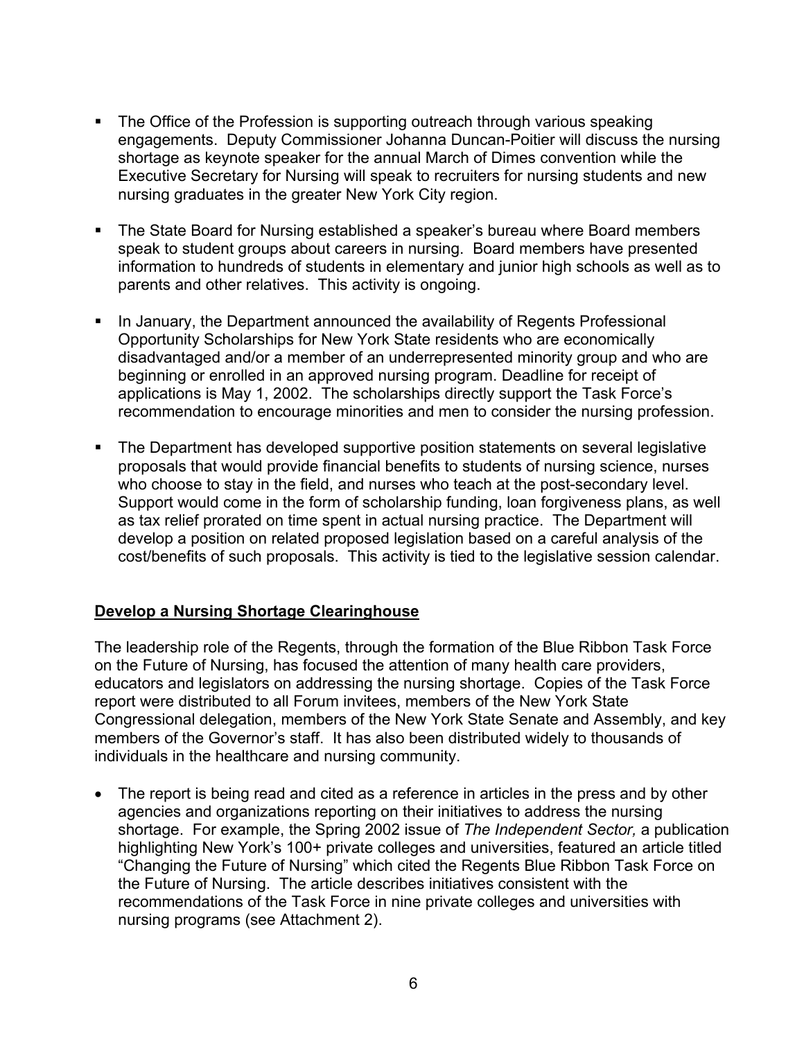- The Office of the Profession is supporting outreach through various speaking engagements. Deputy Commissioner Johanna Duncan-Poitier will discuss the nursing shortage as keynote speaker for the annual March of Dimes convention while the Executive Secretary for Nursing will speak to recruiters for nursing students and new nursing graduates in the greater New York City region.

- The State Board for Nursing established a speaker's bureau where Board members speak to student groups about careers in nursing. Board members have presented information to hundreds of students in elementary and junior high schools as well as to parents and other relatives. This activity is ongoing.

- In January, the Department announced the availability of Regents Professional Opportunity Scholarships for New York State residents who are economically disadvantaged and/or a member of an underrepresented minority group and who are beginning or enrolled in an approved nursing program. Deadline for receipt of applications is May 1, 2002. The scholarships directly support the Task Force's recommendation to encourage minorities and men to consider the nursing profession.

- The Department has developed supportive position statements on several legislative proposals that would provide financial benefits to students of nursing science, nurses who choose to stay in the field, and nurses who teach at the post-secondary level. Support would come in the form of scholarship funding, loan forgiveness plans, as well as tax relief prorated on time spent in actual nursing practice. The Department will develop a position on related proposed legislation based on a careful analysis of the cost/benefits of such proposals. This activity is tied to the legislative session calendar.

**Develop a Nursing Shortage Clearinghouse**

The leadership role of the Regents, through the formation of the Blue Ribbon Task Force on the Future of Nursing, has focused the attention of many health care providers, educators and legislators on addressing the nursing shortage. Copies of the Task Force report were distributed to all Forum invitees, members of the New York State Congressional delegation, members of the New York State Senate and Assembly, and key members of the Governor's staff. It has also been distributed widely to thousands of individuals in the healthcare and nursing community.

- The report is being read and cited as a reference in articles in the press and by other agencies and organizations reporting on their initiatives to address the nursing shortage. For example, the Spring 2002 issue of *The Independent Sector,* a publication highlighting New York's 100+ private colleges and universities, featured an article titled "Changing the Future of Nursing" which cited the Regents Blue Ribbon Task Force on the Future of Nursing. The article describes initiatives consistent with the recommendations of the Task Force in nine private colleges and universities with nursing programs (see Attachment 2).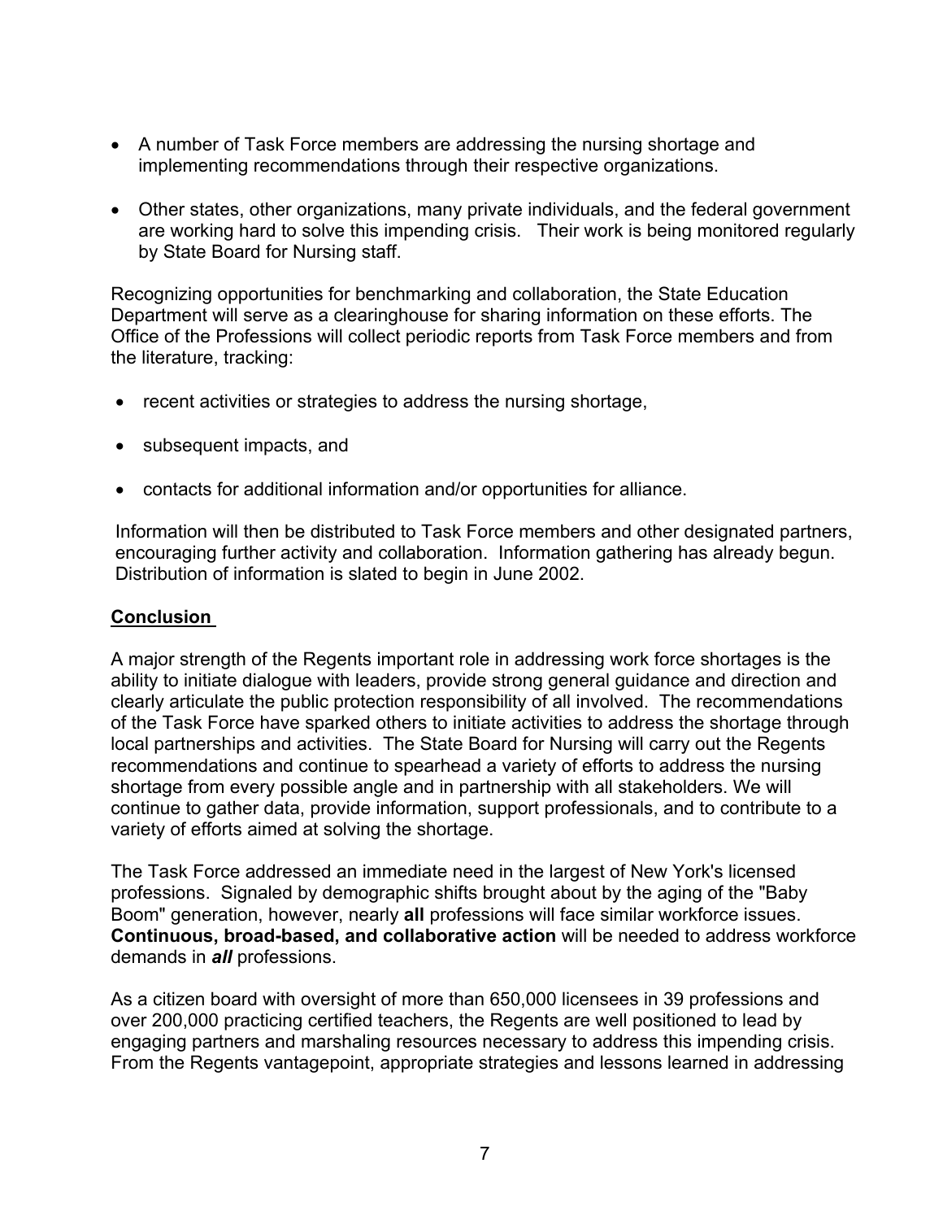- A number of Task Force members are addressing the nursing shortage and implementing recommendations through their respective organizations.

- Other states, other organizations, many private individuals, and the federal government are working hard to solve this impending crisis. Their work is being monitored regularly by State Board for Nursing staff.

Recognizing opportunities for benchmarking and collaboration, the State Education Department will serve as a clearinghouse for sharing information on these efforts. The Office of the Professions will collect periodic reports from Task Force members and from the literature, tracking:

- recent activities or strategies to address the nursing shortage,

- subsequent impacts, and

- contacts for additional information and/or opportunities for alliance.

Information will then be distributed to Task Force members and other designated partners, encouraging further activity and collaboration. Information gathering has already begun. Distribution of information is slated to begin in June 2002.

## Conclusion

A major strength of the Regents important role in addressing work force shortages is the ability to initiate dialogue with leaders, provide strong general guidance and direction and clearly articulate the public protection responsibility of all involved. The recommendations of the Task Force have sparked others to initiate activities to address the shortage through local partnerships and activities. The State Board for Nursing will carry out the Regents recommendations and continue to spearhead a variety of efforts to address the nursing shortage from every possible angle and in partnership with all stakeholders. We will continue to gather data, provide information, support professionals, and to contribute to a variety of efforts aimed at solving the shortage.

The Task Force addressed an immediate need in the largest of New York's licensed professions. Signaled by demographic shifts brought about by the aging of the "Baby Boom" generation, however, nearly **all** professions will face similar workforce issues. **Continuous, broad-based, and collaborative action** will be needed to address workforce demands in ***all*** professions.

As a citizen board with oversight of more than 650,000 licensees in 39 professions and over 200,000 practicing certified teachers, the Regents are well positioned to lead by engaging partners and marshaling resources necessary to address this impending crisis. From the Regents vantagepoint, appropriate strategies and lessons learned in addressing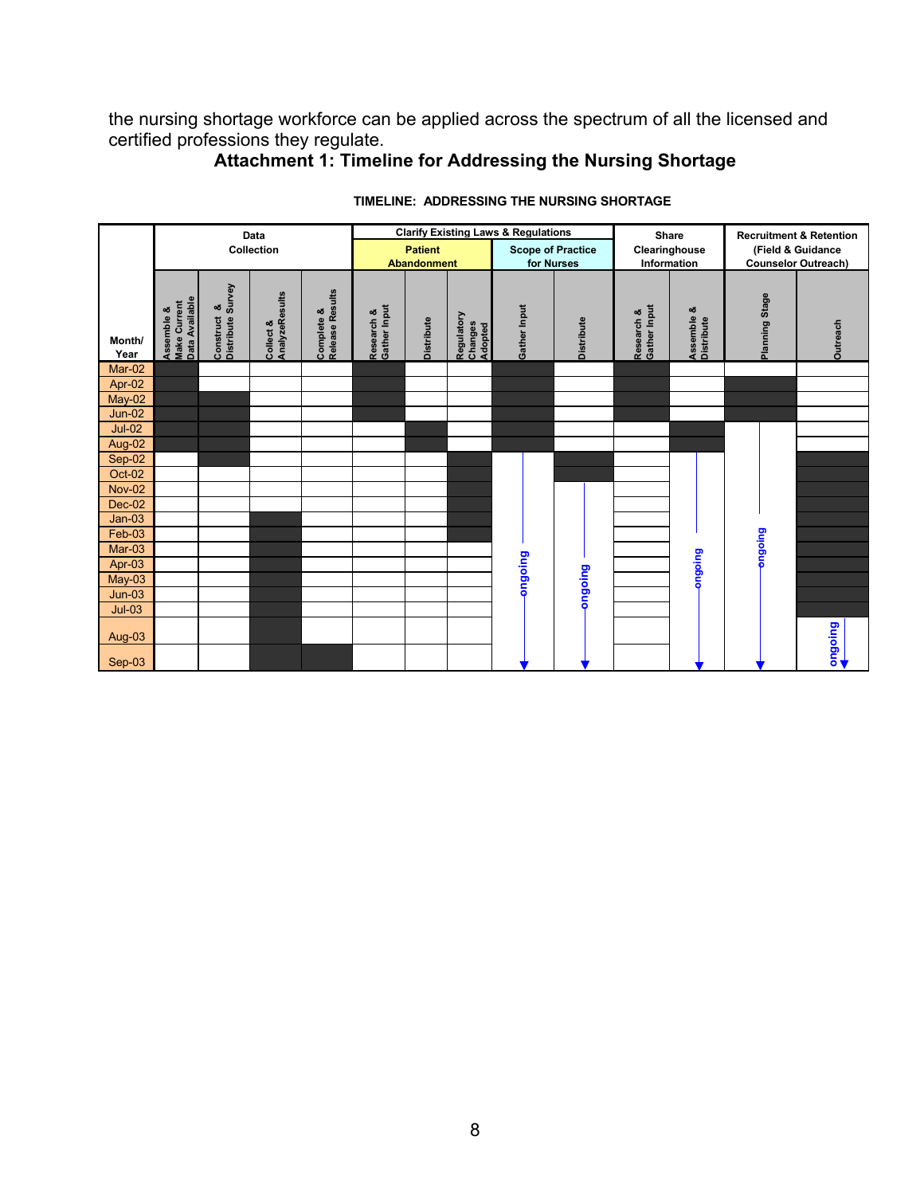the nursing shortage workforce can be applied across the spectrum of all the licensed and certified professions they regulate.

## Attachment 1: Timeline for Addressing the Nursing Shortage

**TIMELINE: ADDRESSING THE NURSING SHORTAGE**

(■ = scheduled activity; "ongoing" = activity continues, shown by arrow in the original chart)

| | Data Collection | | | | Clarify Existing Laws & Regulations: Patient Abandonment | | | Clarify Existing Laws & Regulations: Scope of Practice for Nurses | | Share Clearinghouse Information | | Recruitment & Retention (Field & Guidance Counselor Outreach) | |
|---|---|---|---|---|---|---|---|---|---|---|---|---|---|
| **Month/ Year** | **Assemble & Make Current Data Available** | **Construct & Distribute Survey** | **Collect & AnalyzeResults** | **Complete & Release Results** | **Research & Gather Input** | **Distribute** | **Regulatory Changes Adopted** | **Gather Input** | **Distribute** | **Research & Gather Input** | **Assemble & Distribute** | **Planning Stage** | **Outreach** |
| Mar-02 | ■ | | | | ■ | | | ■ | | ■ | | | |
| Apr-02 | ■ | | | | ■ | | | ■ | | ■ | | ■ | |
| May-02 | ■ | ■ | | | ■ | | | ■ | | ■ | | ■ | |
| Jun-02 | ■ | ■ | | | ■ | | | ■ | | ■ | | ■ | |
| Jul-02 | ■ | ■ | | | | ■ | | ■ | | | ■ | ongoing | |
| Aug-02 | ■ | ■ | | | | ■ | | ■ | | | ■ | ongoing | |
| Sep-02 | | ■ | | | | | ■ | ongoing | ■ | | ongoing | ongoing | ■ |
| Oct-02 | | | | | | | ■ | ongoing | ■ | | ongoing | ongoing | ■ |
| Nov-02 | | | | | | | ■ | ongoing | ongoing | | ongoing | ongoing | ■ |
| Dec-02 | | | | | | | ■ | ongoing | ongoing | | ongoing | ongoing | ■ |
| Jan-03 | | | ■ | | | | ■ | ongoing | ongoing | | ongoing | ongoing | ■ |
| Feb-03 | | | ■ | | | | ■ | ongoing | ongoing | | ongoing | ongoing | ■ |
| Mar-03 | | | ■ | | | | | ongoing | ongoing | | ongoing | ongoing | ■ |
| Apr-03 | | | ■ | | | | | ongoing | ongoing | | ongoing | ongoing | ■ |
| May-03 | | | ■ | | | | | ongoing | ongoing | | ongoing | ongoing | ■ |
| Jun-03 | | | ■ | | | | | ongoing | ongoing | | ongoing | ongoing | ■ |
| Jul-03 | | | ■ | | | | | ongoing | ongoing | | ongoing | ongoing | ■ |
| Aug-03 | | | ■ | | | | | ongoing | ongoing | | ongoing | ongoing | ongoing |
| Sep-03 | | | ■ | ■ | | | | ongoing | ongoing | | ongoing | ongoing | ongoing |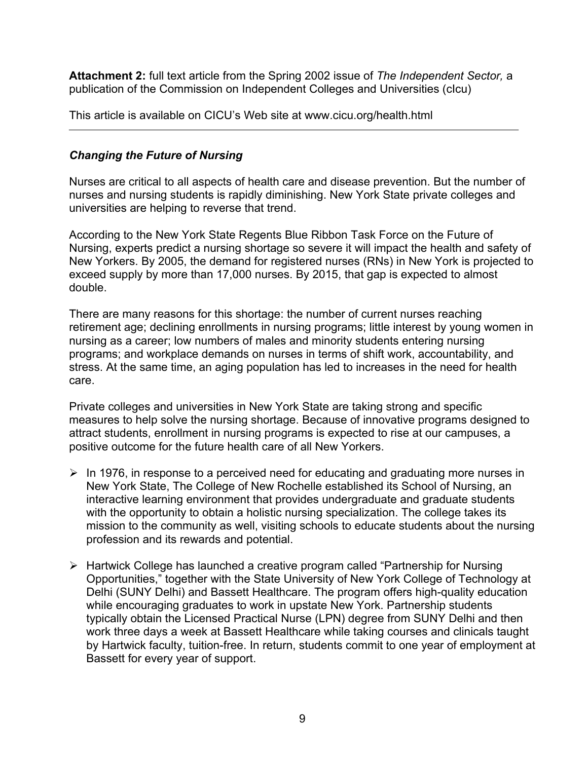**Attachment 2:** full text article from the Spring 2002 issue of *The Independent Sector,* a publication of the Commission on Independent Colleges and Universities (cIcu)

This article is available on CICU's Web site at www.cicu.org/health.html

---

***Changing the Future of Nursing***

Nurses are critical to all aspects of health care and disease prevention. But the number of nurses and nursing students is rapidly diminishing. New York State private colleges and universities are helping to reverse that trend.

According to the New York State Regents Blue Ribbon Task Force on the Future of Nursing, experts predict a nursing shortage so severe it will impact the health and safety of New Yorkers. By 2005, the demand for registered nurses (RNs) in New York is projected to exceed supply by more than 17,000 nurses. By 2015, that gap is expected to almost double.

There are many reasons for this shortage: the number of current nurses reaching retirement age; declining enrollments in nursing programs; little interest by young women in nursing as a career; low numbers of males and minority students entering nursing programs; and workplace demands on nurses in terms of shift work, accountability, and stress. At the same time, an aging population has led to increases in the need for health care.

Private colleges and universities in New York State are taking strong and specific measures to help solve the nursing shortage. Because of innovative programs designed to attract students, enrollment in nursing programs is expected to rise at our campuses, a positive outcome for the future health care of all New Yorkers.

- In 1976, in response to a perceived need for educating and graduating more nurses in New York State, The College of New Rochelle established its School of Nursing, an interactive learning environment that provides undergraduate and graduate students with the opportunity to obtain a holistic nursing specialization. The college takes its mission to the community as well, visiting schools to educate students about the nursing profession and its rewards and potential.
- Hartwick College has launched a creative program called "Partnership for Nursing Opportunities," together with the State University of New York College of Technology at Delhi (SUNY Delhi) and Bassett Healthcare. The program offers high-quality education while encouraging graduates to work in upstate New York. Partnership students typically obtain the Licensed Practical Nurse (LPN) degree from SUNY Delhi and then work three days a week at Bassett Healthcare while taking courses and clinicals taught by Hartwick faculty, tuition-free. In return, students commit to one year of employment at Bassett for every year of support.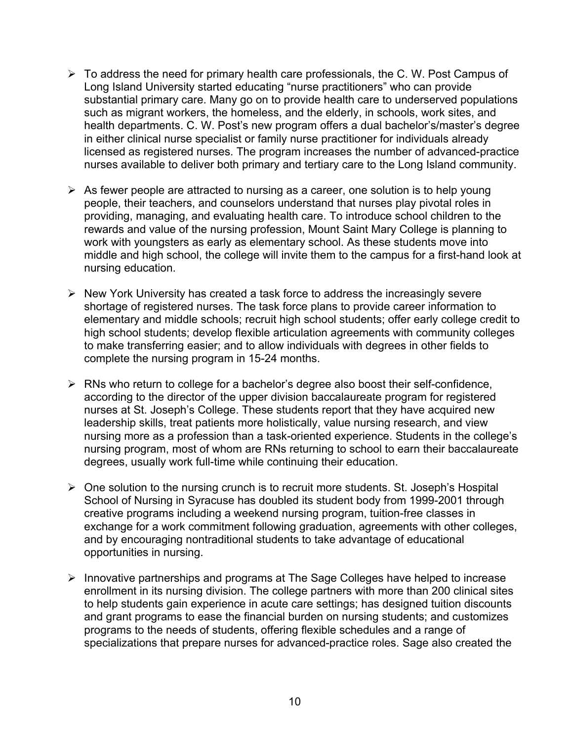- To address the need for primary health care professionals, the C. W. Post Campus of Long Island University started educating "nurse practitioners" who can provide substantial primary care. Many go on to provide health care to underserved populations such as migrant workers, the homeless, and the elderly, in schools, work sites, and health departments. C. W. Post's new program offers a dual bachelor's/master's degree in either clinical nurse specialist or family nurse practitioner for individuals already licensed as registered nurses. The program increases the number of advanced-practice nurses available to deliver both primary and tertiary care to the Long Island community.

- As fewer people are attracted to nursing as a career, one solution is to help young people, their teachers, and counselors understand that nurses play pivotal roles in providing, managing, and evaluating health care. To introduce school children to the rewards and value of the nursing profession, Mount Saint Mary College is planning to work with youngsters as early as elementary school. As these students move into middle and high school, the college will invite them to the campus for a first-hand look at nursing education.

- New York University has created a task force to address the increasingly severe shortage of registered nurses. The task force plans to provide career information to elementary and middle schools; recruit high school students; offer early college credit to high school students; develop flexible articulation agreements with community colleges to make transferring easier; and to allow individuals with degrees in other fields to complete the nursing program in 15-24 months.

- RNs who return to college for a bachelor's degree also boost their self-confidence, according to the director of the upper division baccalaureate program for registered nurses at St. Joseph's College. These students report that they have acquired new leadership skills, treat patients more holistically, value nursing research, and view nursing more as a profession than a task-oriented experience. Students in the college's nursing program, most of whom are RNs returning to school to earn their baccalaureate degrees, usually work full-time while continuing their education.

- One solution to the nursing crunch is to recruit more students. St. Joseph's Hospital School of Nursing in Syracuse has doubled its student body from 1999-2001 through creative programs including a weekend nursing program, tuition-free classes in exchange for a work commitment following graduation, agreements with other colleges, and by encouraging nontraditional students to take advantage of educational opportunities in nursing.

- Innovative partnerships and programs at The Sage Colleges have helped to increase enrollment in its nursing division. The college partners with more than 200 clinical sites to help students gain experience in acute care settings; has designed tuition discounts and grant programs to ease the financial burden on nursing students; and customizes programs to the needs of students, offering flexible schedules and a range of specializations that prepare nurses for advanced-practice roles. Sage also created the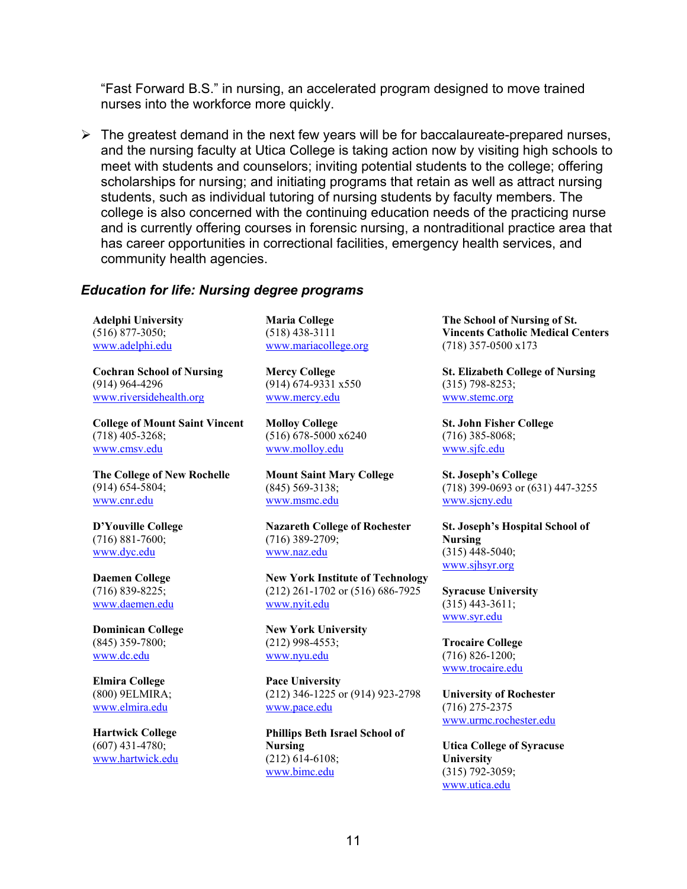"Fast Forward B.S." in nursing, an accelerated program designed to move trained nurses into the workforce more quickly.

- The greatest demand in the next few years will be for baccalaureate-prepared nurses, and the nursing faculty at Utica College is taking action now by visiting high schools to meet with students and counselors; inviting potential students to the college; offering scholarships for nursing; and initiating programs that retain as well as attract nursing students, such as individual tutoring of nursing students by faculty members. The college is also concerned with the continuing education needs of the practicing nurse and is currently offering courses in forensic nursing, a nontraditional practice area that has career opportunities in correctional facilities, emergency health services, and community health agencies.

### *Education for life: Nursing degree programs*

**Adelphi University**
(516) 877-3050;
www.adelphi.edu

**Cochran School of Nursing**
(914) 964-4296
www.riversidehealth.org

**College of Mount Saint Vincent**
(718) 405-3268;
www.cmsv.edu

**The College of New Rochelle**
(914) 654-5804;
www.cnr.edu

**D'Youville College**
(716) 881-7600;
www.dyc.edu

**Daemen College**
(716) 839-8225;
www.daemen.edu

**Dominican College**
(845) 359-7800;
www.dc.edu

**Elmira College**
(800) 9ELMIRA;
www.elmira.edu

**Hartwick College**
(607) 431-4780;
www.hartwick.edu

**Maria College**
(518) 438-3111
www.mariacollege.org

**Mercy College**
(914) 674-9331 x550
www.mercy.edu

**Molloy College**
(516) 678-5000 x6240
www.molloy.edu

**Mount Saint Mary College**
(845) 569-3138;
www.msmc.edu

**Nazareth College of Rochester**
(716) 389-2709;
www.naz.edu

**New York Institute of Technology**
(212) 261-1702 or (516) 686-7925
www.nyit.edu

**New York University**
(212) 998-4553;
www.nyu.edu

**Pace University**
(212) 346-1225 or (914) 923-2798
www.pace.edu

**Phillips Beth Israel School of Nursing**
(212) 614-6108;
www.bimc.edu

**The School of Nursing of St. Vincents Catholic Medical Centers**
(718) 357-0500 x173

**St. Elizabeth College of Nursing**
(315) 798-8253;
www.stemc.org

**St. John Fisher College**
(716) 385-8068;
www.sjfc.edu

**St. Joseph's College**
(718) 399-0693 or (631) 447-3255
www.sjcny.edu

**St. Joseph's Hospital School of Nursing**
(315) 448-5040;
www.sjhsyr.org

**Syracuse University**
(315) 443-3611;
www.syr.edu

**Trocaire College**
(716) 826-1200;
www.trocaire.edu

**University of Rochester**
(716) 275-2375
www.urmc.rochester.edu

**Utica College of Syracuse University**
(315) 792-3059;
www.utica.edu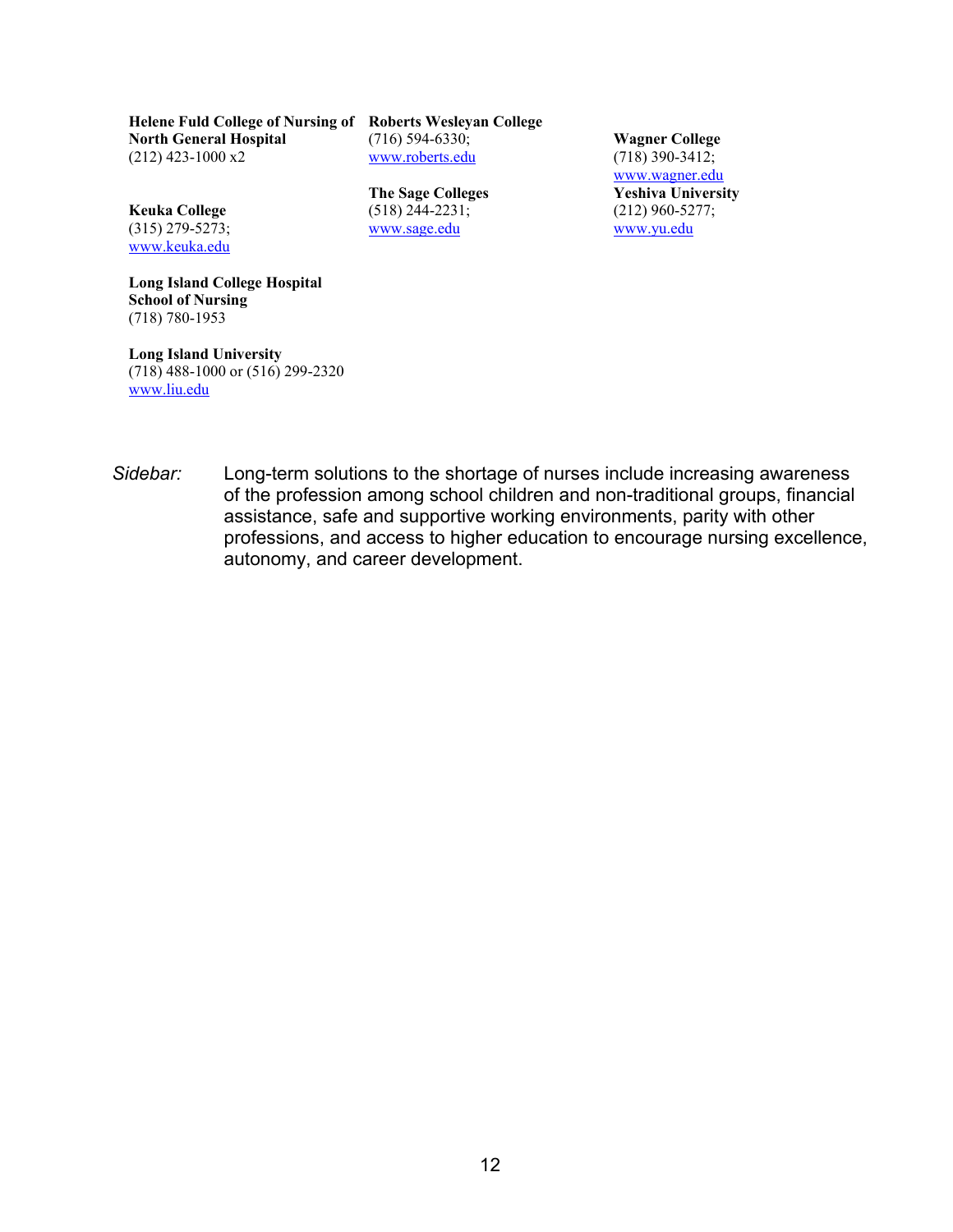**Helene Fuld College of Nursing of North General Hospital**
(212) 423-1000 x2

**Keuka College**
(315) 279-5273;
www.keuka.edu

**Long Island College Hospital School of Nursing**
(718) 780-1953

**Long Island University**
(718) 488-1000 or (516) 299-2320
www.liu.edu

**Roberts Wesleyan College**
(716) 594-6330;
www.roberts.edu

**The Sage Colleges**
(518) 244-2231;
www.sage.edu

**Wagner College**
(718) 390-3412;
www.wagner.edu

**Yeshiva University**
(212) 960-5277;
www.yu.edu

*Sidebar:* Long-term solutions to the shortage of nurses include increasing awareness of the profession among school children and non-traditional groups, financial assistance, safe and supportive working environments, parity with other professions, and access to higher education to encourage nursing excellence, autonomy, and career development.